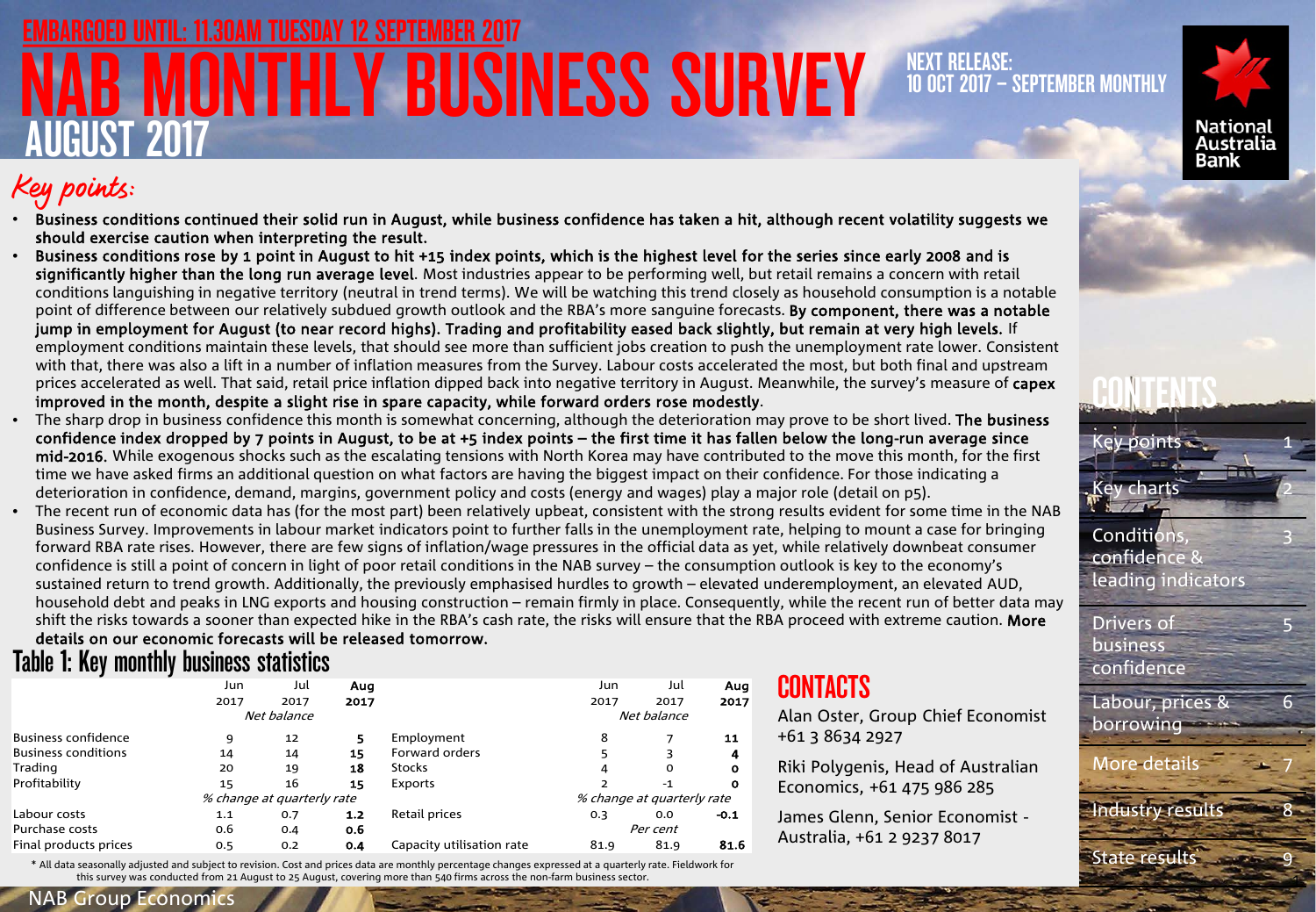EMBARGOED UNTIL: 11.30AM TUESDAY 12 SEPTEMBER 2017

# NAB MONTHLY BUSINESS SURVEY

## AUGUST 2017

NEXT RELEASE: 10 OCT 2017 – SEPTEMBER MONTHLY

## Key points:

- **Business conditions continued their solid run in August, while business confidence has taken a hit, although recent volatility suggests we should exercise caution when interpreting the result.**
- **Business conditions rose by 1 point in August to hit +15 index points, which is the highest level for the series since early 2008 and is significantly higher than the long run average level**. Most industries appear to be performing well, but retail remains a concern with retail conditions languishing in negative territory (neutral in trend terms). We will be watching this trend closely as household consumption is a notable point of difference between our relatively subdued growth outlook and the RBA's more sanguine forecasts. **By component, there was a notable jump in employment for August (to near record highs). Trading and profitability eased back slightly, but remain at very high levels.** If employment conditions maintain these levels, that should see more than sufficient jobs creation to push the unemployment rate lower. Consistent with that, there was also a lift in a number of inflation measures from the Survey. Labour costs accelerated the most, but both final and upstream prices accelerated as well. That said, retail price inflation dipped back into negative territory in August. Meanwhile, the survey's measure of **capex improved in the month, despite a slight rise in spare capacity, while forward orders rose modestly**.
- The sharp drop in business confidence this month is somewhat concerning, although the deterioration may prove to be short lived. **The business confidence index dropped by 7 points in August, to be at +5 index points – the first time it has fallen below the long-run average since mid-2016.** While exogenous shocks such as the escalating tensions with North Korea may have contributed to the move this month, for the first time we have asked firms an additional question on what factors are having the biggest impact on their confidence. For those indicating a deterioration in confidence, demand, margins, government policy and costs (energy and wages) play a major role (detail on p5).
- The recent run of economic data has (for the most part) been relatively upbeat, consistent with the strong results evident for some time in the NAB Business Survey. Improvements in labour market indicators point to further falls in the unemployment rate, helping to mount a case for bringing forward RBA rate rises. However, there are few signs of inflation/wage pressures in the official data as yet, while relatively downbeat consumer confidence is still a point of concern in light of poor retail conditions in the NAB survey – the consumption outlook is key to the economy's sustained return to trend growth. Additionally, the previously emphasised hurdles to growth – elevated underemployment, an elevated AUD, household debt and peaks in LNG exports and housing construction – remain firmly in place. Consequently, while the recent run of better data may shift the risks towards a sooner than expected hike in the RBA's cash rate, the risks will ensure that the RBA proceed with extreme caution. **More details on our economic forecasts will be released tomorrow.**

### Table 1: Key monthly business statistics

| | Jun 2017 | Jul 2017 | **Aug 2017** | | Jun 2017 | Jul 2017 | **Aug 2017** |
|---|---|---|---|---|---|---|---|
| | *Net balance* | | | | *Net balance* | | |
| Business confidence | 9 | 12 | **5** | Employment | 8 | 7 | **11** |
| Business conditions | 14 | 14 | **15** | Forward orders | 5 | 3 | **4** |
| Trading | 20 | 19 | **18** | Stocks | 4 | 0 | **0** |
| Profitability | 15 | 16 | **15** | Exports | 2 | -1 | **0** |
| | *% change at quarterly rate* | | | | *% change at quarterly rate* | | |
| Labour costs | 1.1 | 0.7 | **1.2** | Retail prices | 0.3 | 0.0 | **-0.1** |
| Purchase costs | 0.6 | 0.4 | **0.6** | | *Per cent* | | |
| Final products prices | 0.5 | 0.2 | **0.4** | Capacity utilisation rate | 81.9 | 81.9 | **81.6** |

* All data seasonally adjusted and subject to revision. Cost and prices data are monthly percentage changes expressed at a quarterly rate. Fieldwork for this survey was conducted from 21 August to 25 August, covering more than 540 firms across the non-farm business sector.

## CONTACTS

Alan Oster, Group Chief Economist +61 3 8634 2927

Riki Polygenis, Head of Australian Economics, +61 475 986 285

James Glenn, Senior Economist - Australia, +61 2 9237 8017

## CONTENTS

| | |
|---|---|
| Key points | 1 |
| Key charts | 2 |
| Conditions, confidence & leading indicators | 3 |
| Drivers of business confidence | 5 |
| Labour, prices & borrowing | 6 |
| More details | 7 |
| Industry results | 8 |
| State results | 9 |

NAB Group Economics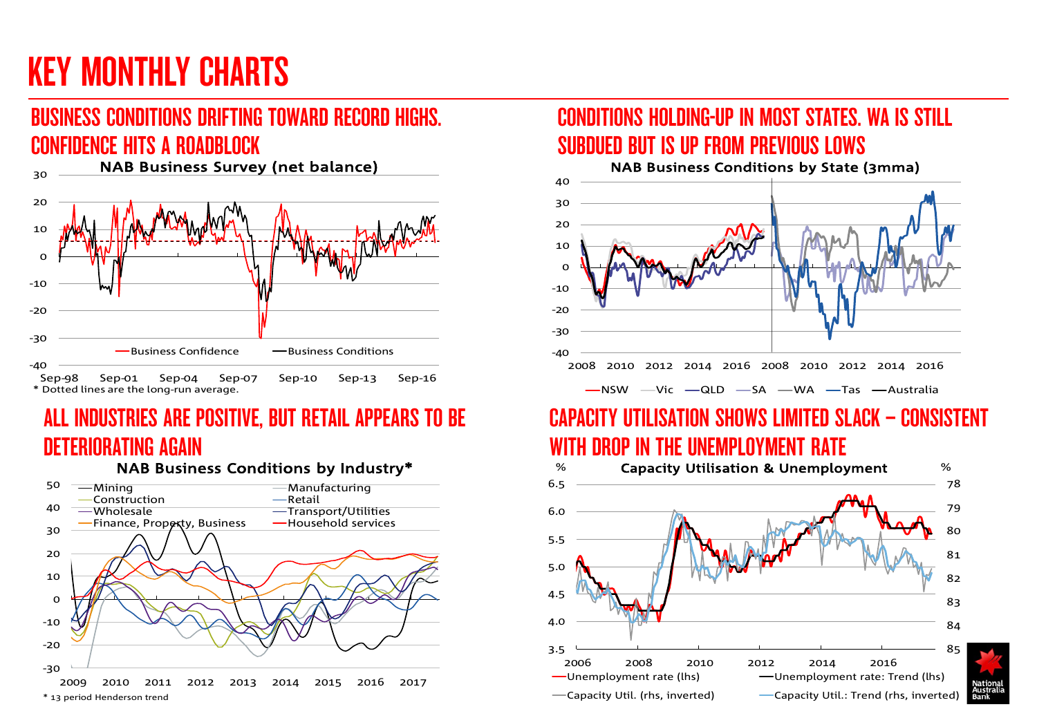# KEY MONTHLY CHARTS

## BUSINESS CONDITIONS DRIFTING TOWARD RECORD HIGHS. CONFIDENCE HITS A ROADBLOCK

NAB Business Survey (net balance)

Business Confidence — Business Conditions

\* Dotted lines are the long-run average.

## CONDITIONS HOLDING-UP IN MOST STATES. WA IS STILL SUBDUED BUT IS UP FROM PREVIOUS LOWS

NAB Business Conditions by State (3mma)

NSW — Vic — QLD — SA — WA — Tas — Australia

## ALL INDUSTRIES ARE POSITIVE, BUT RETAIL APPEARS TO BE DETERIORATING AGAIN

NAB Business Conditions by Industry*

Mining — Manufacturing — Construction — Retail — Wholesale — Transport/Utilities — Finance, Property, Business — Household services

\* 13 period Henderson trend

## CAPACITY UTILISATION SHOWS LIMITED SLACK – CONSISTENT WITH DROP IN THE UNEMPLOYMENT RATE

Capacity Utilisation & Unemployment

Unemployment rate (lhs) — Unemployment rate: Trend (lhs) — Capacity Util. (rhs, inverted) — Capacity Util.: Trend (rhs, inverted)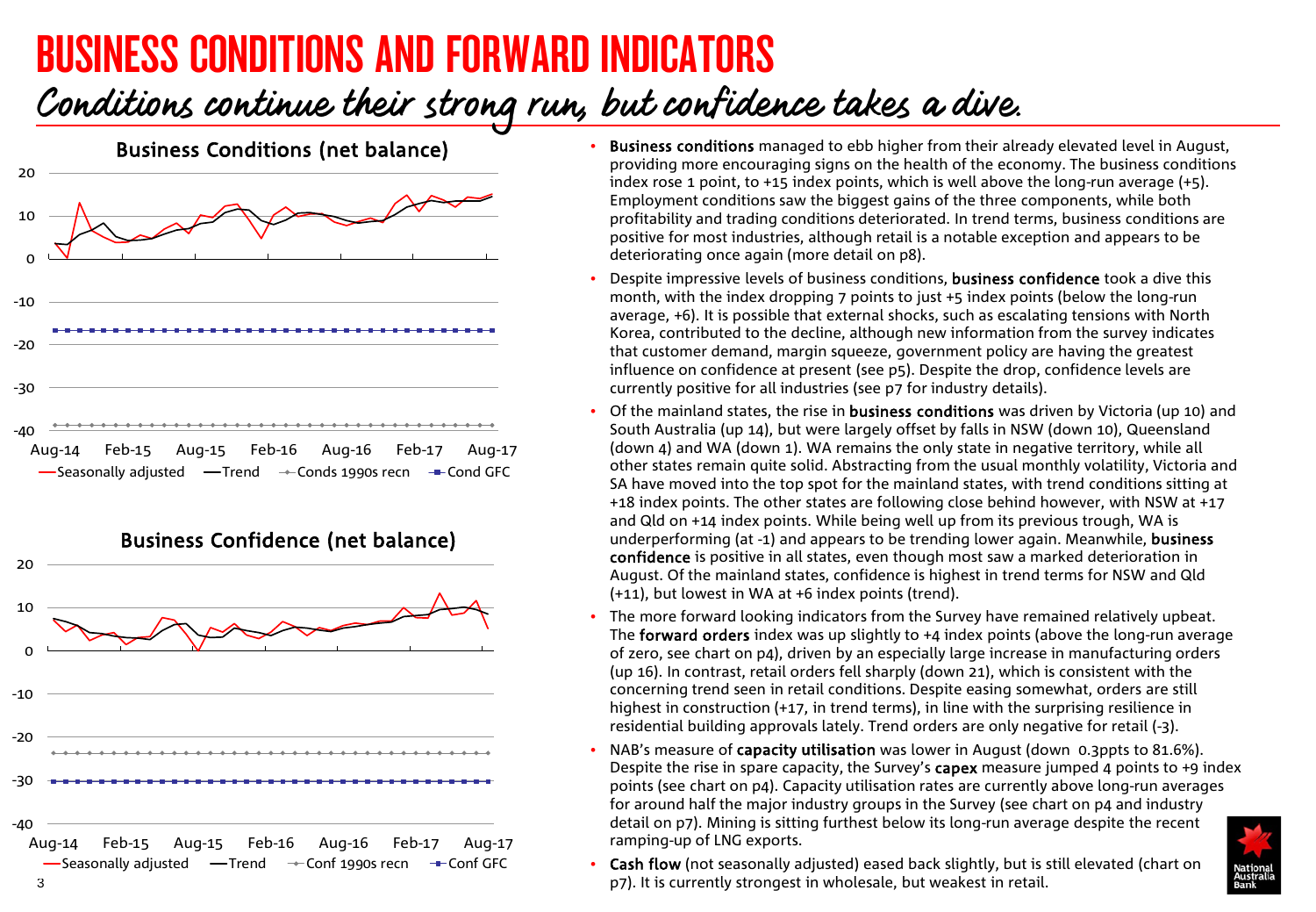# BUSINESS CONDITIONS AND FORWARD INDICATORS

## *Conditions continue their strong run, but confidence takes a dive.*

- **Business conditions** managed to ebb higher from their already elevated level in August, providing more encouraging signs on the health of the economy. The business conditions index rose 1 point, to +15 index points, which is well above the long-run average (+5). Employment conditions saw the biggest gains of the three components, while both profitability and trading conditions deteriorated. In trend terms, business conditions are positive for most industries, although retail is a notable exception and appears to be deteriorating once again (more detail on p8).
- Despite impressive levels of business conditions, **business confidence** took a dive this month, with the index dropping 7 points to just +5 index points (below the long-run average, +6). It is possible that external shocks, such as escalating tensions with North Korea, contributed to the decline, although new information from the survey indicates that customer demand, margin squeeze, government policy are having the greatest influence on confidence at present (see p5). Despite the drop, confidence levels are currently positive for all industries (see p7 for industry details).
- Of the mainland states, the rise in **business conditions** was driven by Victoria (up 10) and South Australia (up 14), but were largely offset by falls in NSW (down 10), Queensland (down 4) and WA (down 1). WA remains the only state in negative territory, while all other states remain quite solid. Abstracting from the usual monthly volatility, Victoria and SA have moved into the top spot for the mainland states, with trend conditions sitting at +18 index points. The other states are following close behind however, with NSW at +17 and Qld on +14 index points. While being well up from its previous trough, WA is underperforming (at -1) and appears to be trending lower again. Meanwhile, **business confidence** is positive in all states, even though most saw a marked deterioration in August. Of the mainland states, confidence is highest in trend terms for NSW and Qld (+11), but lowest in WA at +6 index points (trend).
- The more forward looking indicators from the Survey have remained relatively upbeat. The **forward orders** index was up slightly to +4 index points (above the long-run average of zero, see chart on p4), driven by an especially large increase in manufacturing orders (up 16). In contrast, retail orders fell sharply (down 21), which is consistent with the concerning trend seen in retail conditions. Despite easing somewhat, orders are still highest in construction (+17, in trend terms), in line with the surprising resilience in residential building approvals lately. Trend orders are only negative for retail (-3).
- NAB's measure of **capacity utilisation** was lower in August (down 0.3ppts to 81.6%). Despite the rise in spare capacity, the Survey's **capex** measure jumped 4 points to +9 index points (see chart on p4). Capacity utilisation rates are currently above long-run averages for around half the major industry groups in the Survey (see chart on p4 and industry detail on p7). Mining is sitting furthest below its long-run average despite the recent ramping-up of LNG exports.
- **Cash flow** (not seasonally adjusted) eased back slightly, but is still elevated (chart on p7). It is currently strongest in wholesale, but weakest in retail.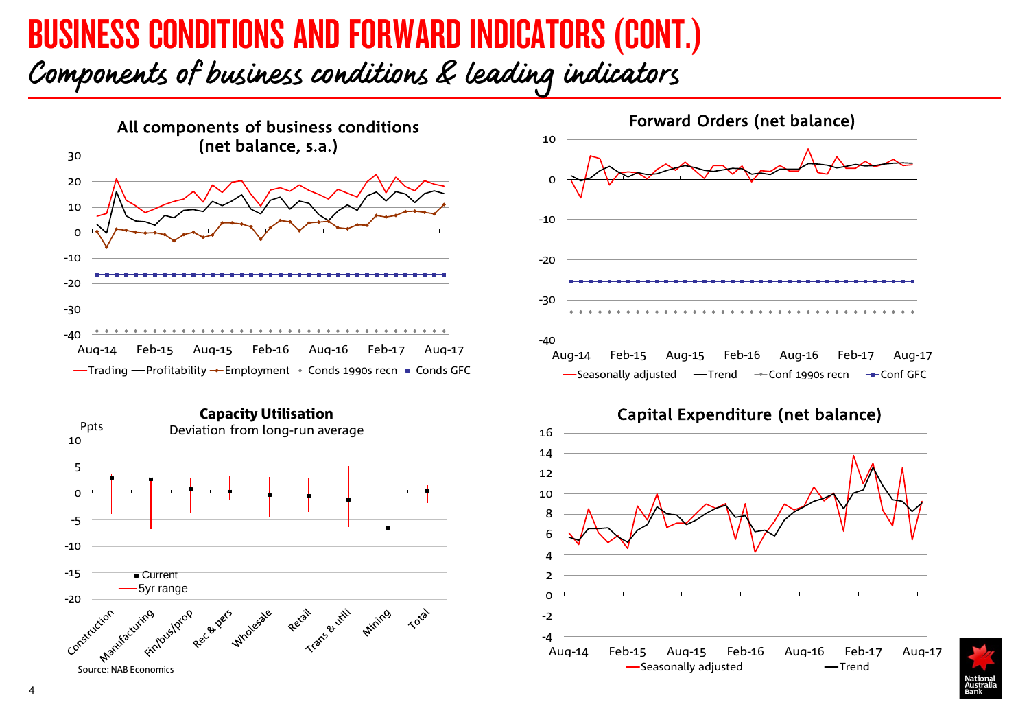# BUSINESS CONDITIONS AND FORWARD INDICATORS (CONT.)

## *Components of business conditions & leading indicators*

**All components of business conditions (net balance, s.a.)**

Trading — Profitability — Employment — Conds 1990s recn — Conds GFC

**Forward Orders (net balance)**

Seasonally adjusted — Trend — Conf 1990s recn — Conf GFC

**Capacity Utilisation**

Deviation from long-run average

Ppts

Current — 5yr range

Construction, Manufacturing, Fin/bus/prop, Rec & pers, Wholesale, Retail, Trans & utili, Mining, Total

**Capital Expenditure (net balance)**

Seasonally adjusted — Trend

Source: NAB Economics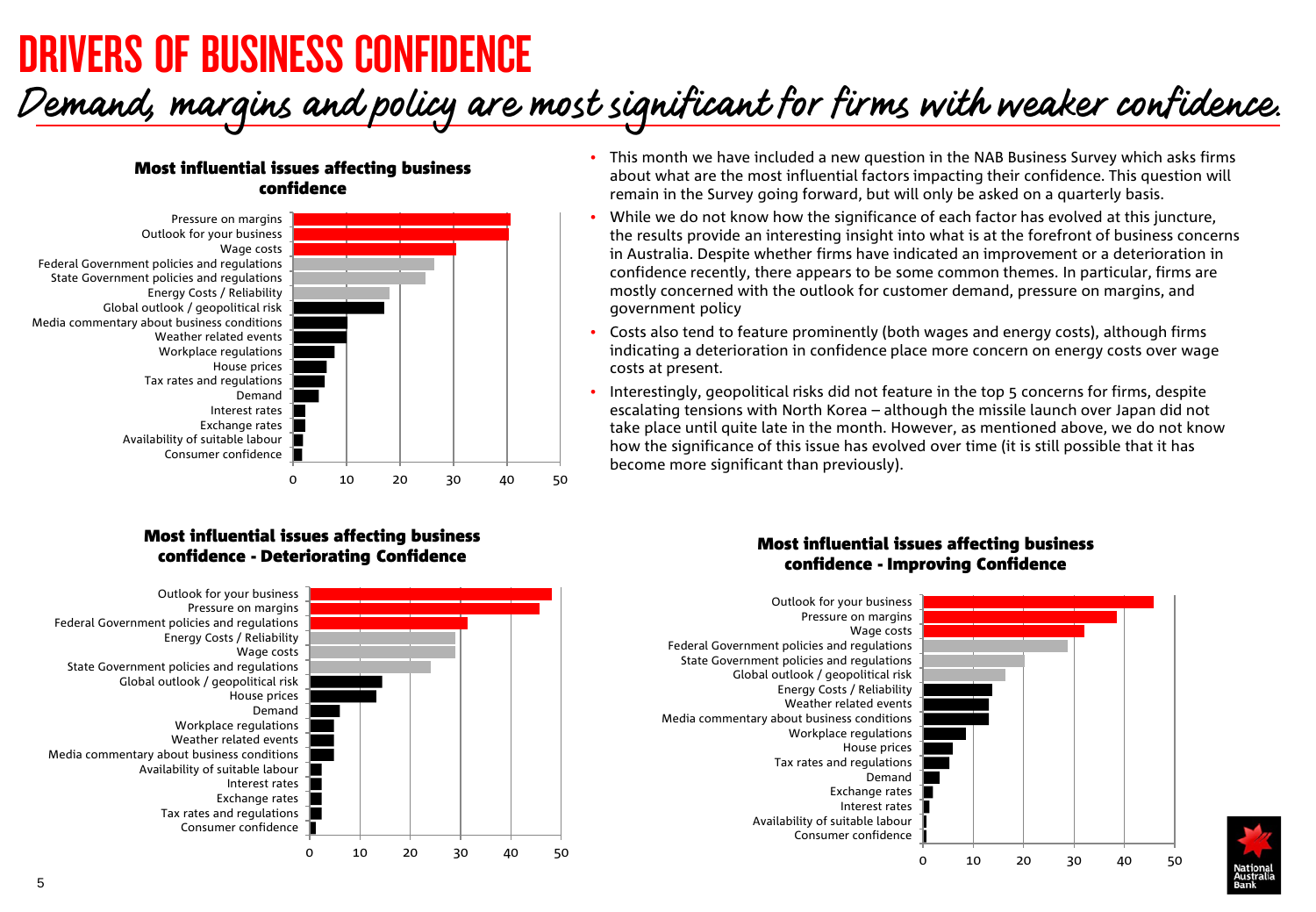# DRIVERS OF BUSINESS CONFIDENCE

## Demand, margins and policy are most significant for firms with weaker confidence.

- This month we have included a new question in the NAB Business Survey which asks firms about what are the most influential factors impacting their confidence. This question will remain in the Survey going forward, but will only be asked on a quarterly basis.
- While we do not know how the significance of each factor has evolved at this juncture, the results provide an interesting insight into what is at the forefront of business concerns in Australia. Despite whether firms have indicated an improvement or a deterioration in confidence recently, there appears to be some common themes. In particular, firms are mostly concerned with the outlook for customer demand, pressure on margins, and government policy
- Costs also tend to feature prominently (both wages and energy costs), although firms indicating a deterioration in confidence place more concern on energy costs over wage costs at present.
- Interestingly, geopolitical risks did not feature in the top 5 concerns for firms, despite escalating tensions with North Korea – although the missile launch over Japan did not take place until quite late in the month. However, as mentioned above, we do not know how the significance of this issue has evolved over time (it is still possible that it has become more significant than previously).

**Most influential issues affecting business confidence**

| Issue |
|---|
| Pressure on margins |
| Outlook for your business |
| Wage costs |
| Federal Government policies and regulations |
| State Government policies and regulations |
| Energy Costs / Reliability |
| Global outlook / geopolitical risk |
| Media commentary about business conditions |
| Weather related events |
| Workplace regulations |
| House prices |
| Tax rates and regulations |
| Demand |
| Interest rates |
| Exchange rates |
| Availability of suitable labour |
| Consumer confidence |

**Most influential issues affecting business confidence - Deteriorating Confidence**

| Issue |
|---|
| Outlook for your business |
| Pressure on margins |
| Federal Government policies and regulations |
| Energy Costs / Reliability |
| Wage costs |
| State Government policies and regulations |
| Global outlook / geopolitical risk |
| House prices |
| Demand |
| Workplace regulations |
| Weather related events |
| Media commentary about business conditions |
| Availability of suitable labour |
| Interest rates |
| Exchange rates |
| Tax rates and regulations |
| Consumer confidence |

**Most influential issues affecting business confidence - Improving Confidence**

| Issue |
|---|
| Outlook for your business |
| Pressure on margins |
| Wage costs |
| Federal Government policies and regulations |
| State Government policies and regulations |
| Global outlook / geopolitical risk |
| Energy Costs / Reliability |
| Weather related events |
| Media commentary about business conditions |
| Workplace regulations |
| House prices |
| Tax rates and regulations |
| Demand |
| Exchange rates |
| Interest rates |
| Availability of suitable labour |
| Consumer confidence |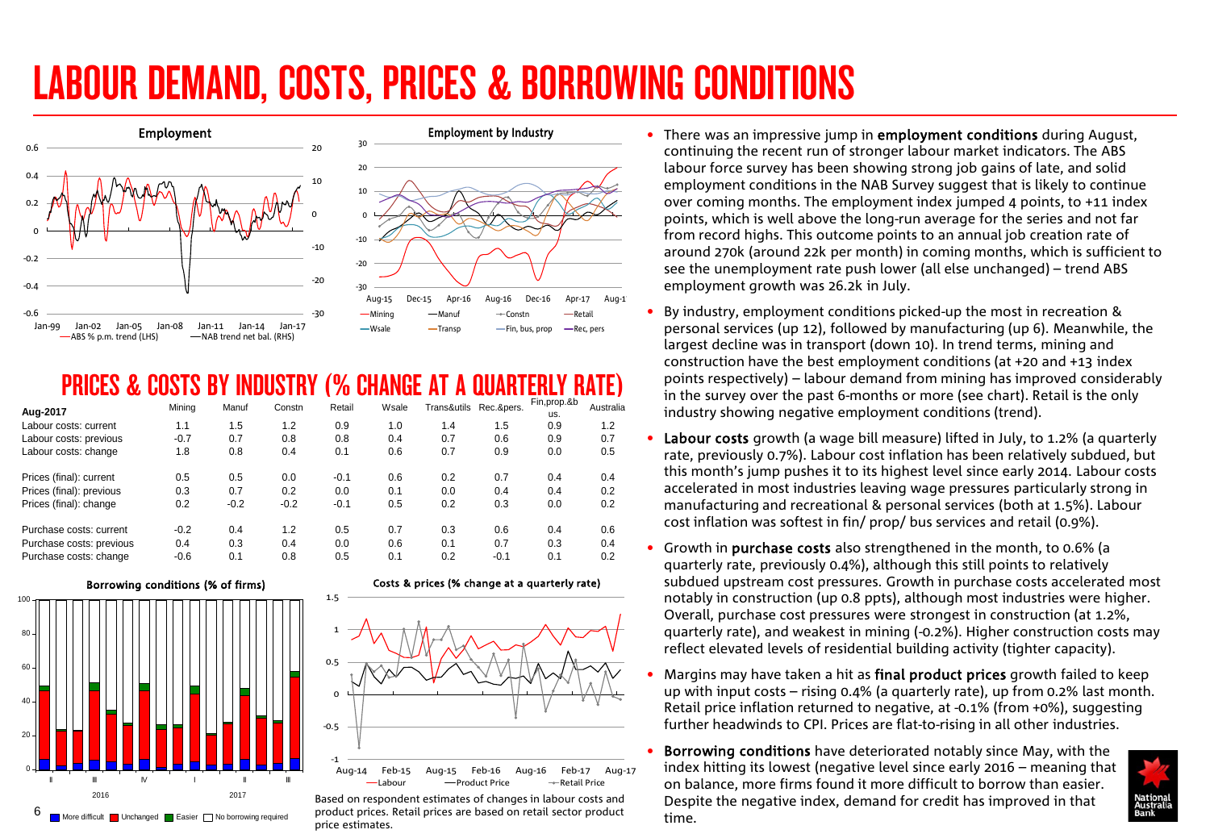# LABOUR DEMAND, COSTS, PRICES & BORROWING CONDITIONS

## PRICES & COSTS BY INDUSTRY (% CHANGE AT A QUARTERLY RATE)

| Aug-2017 | Mining | Manuf | Constn | Retail | Wsale | Trans&utils | Rec.&pers. | Fin,prop.&bus. | Australia |
|---|---|---|---|---|---|---|---|---|---|
| Labour costs: current | 1.1 | 1.5 | 1.2 | 0.9 | 1.0 | 1.4 | 1.5 | 0.9 | 1.2 |
| Labour costs: previous | -0.7 | 0.7 | 0.8 | 0.8 | 0.4 | 0.7 | 0.6 | 0.9 | 0.7 |
| Labour costs: change | 1.8 | 0.8 | 0.4 | 0.1 | 0.6 | 0.7 | 0.9 | 0.0 | 0.5 |
| Prices (final): current | 0.5 | 0.5 | 0.0 | -0.1 | 0.6 | 0.2 | 0.7 | 0.4 | 0.4 |
| Prices (final): previous | 0.3 | 0.7 | 0.2 | 0.0 | 0.1 | 0.0 | 0.4 | 0.4 | 0.2 |
| Prices (final): change | 0.2 | -0.2 | -0.2 | -0.1 | 0.5 | 0.2 | 0.3 | 0.0 | 0.2 |
| Purchase costs: current | -0.2 | 0.4 | 1.2 | 0.5 | 0.7 | 0.3 | 0.6 | 0.4 | 0.6 |
| Purchase costs: previous | 0.4 | 0.3 | 0.4 | 0.0 | 0.6 | 0.1 | 0.7 | 0.3 | 0.4 |
| Purchase costs: change | -0.6 | 0.1 | 0.8 | 0.5 | 0.1 | 0.2 | -0.1 | 0.1 | 0.2 |

Based on respondent estimates of changes in labour costs and product prices. Retail prices are based on retail sector product price estimates.

- There was an impressive jump in **employment conditions** during August, continuing the recent run of stronger labour market indicators. The ABS labour force survey has been showing strong job gains of late, and solid employment conditions in the NAB Survey suggest that is likely to continue over coming months. The employment index jumped 4 points, to +11 index points, which is well above the long-run average for the series and not far from record highs. This outcome points to an annual job creation rate of around 270k (around 22k per month) in coming months, which is sufficient to see the unemployment rate push lower (all else unchanged) – trend ABS employment growth was 26.2k in July.
- By industry, employment conditions picked-up the most in recreation & personal services (up 12), followed by manufacturing (up 6). Meanwhile, the largest decline was in transport (down 10). In trend terms, mining and construction have the best employment conditions (at +20 and +13 index points respectively) – labour demand from mining has improved considerably in the survey over the past 6-months or more (see chart). Retail is the only industry showing negative employment conditions (trend).
- **Labour costs** growth (a wage bill measure) lifted in July, to 1.2% (a quarterly rate, previously 0.7%). Labour cost inflation has been relatively subdued, but this month's jump pushes it to its highest level since early 2014. Labour costs accelerated in most industries leaving wage pressures particularly strong in manufacturing and recreational & personal services (both at 1.5%). Labour cost inflation was softest in fin/ prop/ bus services and retail (0.9%).
- Growth in **purchase costs** also strengthened in the month, to 0.6% (a quarterly rate, previously 0.4%), although this still points to relatively subdued upstream cost pressures. Growth in purchase costs accelerated most notably in construction (up 0.8 ppts), although most industries were higher. Overall, purchase cost pressures were strongest in construction (at 1.2%, quarterly rate), and weakest in mining (-0.2%). Higher construction costs may reflect elevated levels of residential building activity (tighter capacity).
- Margins may have taken a hit as **final product prices** growth failed to keep up with input costs – rising 0.4% (a quarterly rate), up from 0.2% last month. Retail price inflation returned to negative, at -0.1% (from +0%), suggesting further headwinds to CPI. Prices are flat-to-rising in all other industries.
- **Borrowing conditions** have deteriorated notably since May, with the index hitting its lowest (negative level since early 2016 – meaning that on balance, more firms found it more difficult to borrow than easier. Despite the negative index, demand for credit has improved in that time.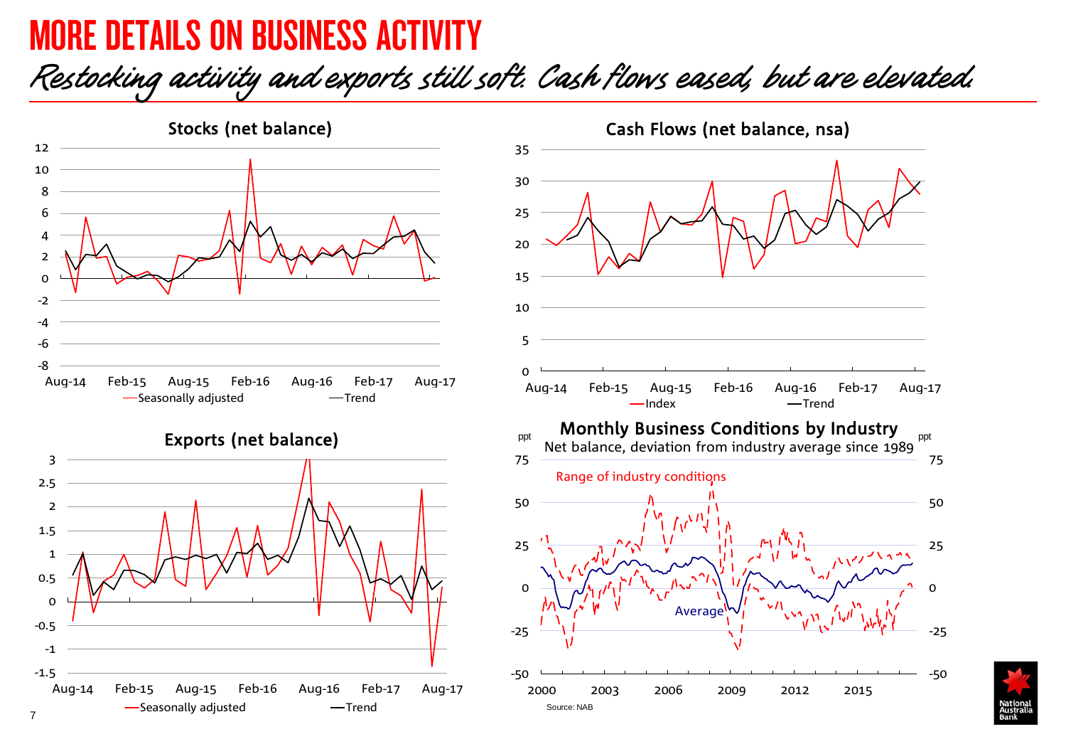# MORE DETAILS ON BUSINESS ACTIVITY

*Restocking activity and exports still soft. Cash flows eased, but are elevated.*

### Stocks (net balance)

12, 10, 8, 6, 4, 2, 0, -2, -4, -6, -8

Aug-14, Feb-15, Aug-15, Feb-16, Aug-16, Feb-17, Aug-17

Seasonally adjusted — Trend

### Cash Flows (net balance, nsa)

35, 30, 25, 20, 15, 10, 5, 0

Aug-14, Feb-15, Aug-15, Feb-16, Aug-16, Feb-17, Aug-17

Index — Trend

### Exports (net balance)

3, 2.5, 2, 1.5, 1, 0.5, 0, -0.5, -1, -1.5

Aug-14, Feb-15, Aug-15, Feb-16, Aug-16, Feb-17, Aug-17

Seasonally adjusted — Trend

### Monthly Business Conditions by Industry

Net balance, deviation from industry average since 1989

ppt — ppt

75, 50, 25, 0, -25, -50

2000, 2003, 2006, 2009, 2012, 2015

Range of industry conditions

Average

Source: NAB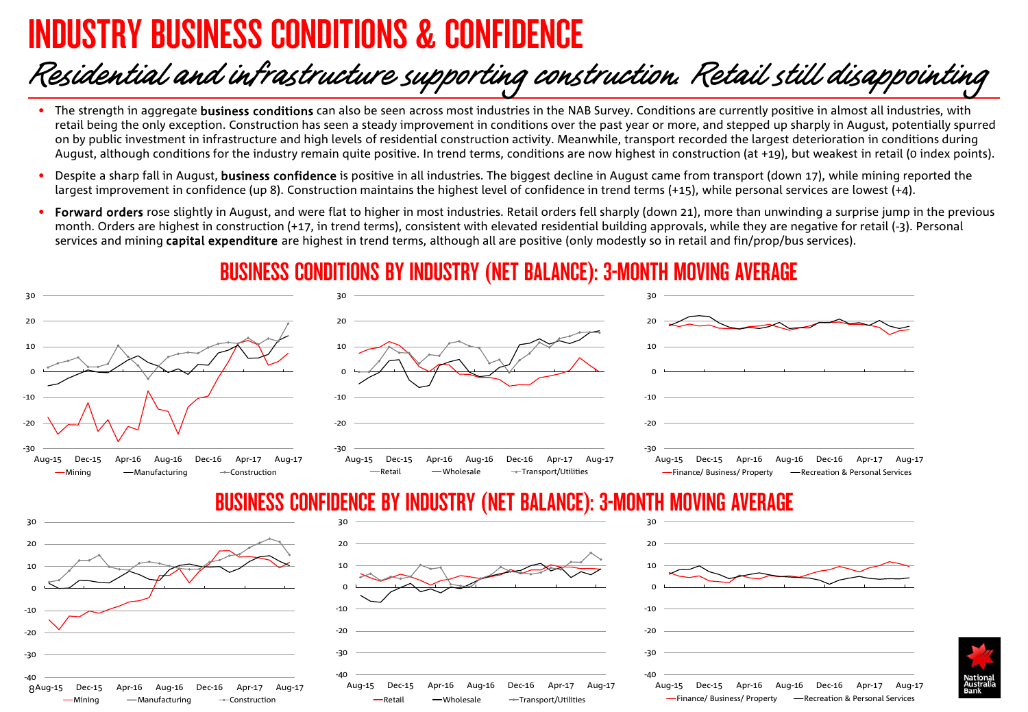# INDUSTRY BUSINESS CONDITIONS & CONFIDENCE

*Residential and infrastructure supporting construction. Retail still disappointing*

- The strength in aggregate **business conditions** can also be seen across most industries in the NAB Survey. Conditions are currently positive in almost all industries, with retail being the only exception. Construction has seen a steady improvement in conditions over the past year or more, and stepped up sharply in August, potentially spurred on by public investment in infrastructure and high levels of residential construction activity. Meanwhile, transport recorded the largest deterioration in conditions during August, although conditions for the industry remain quite positive. In trend terms, conditions are now highest in construction (at +19), but weakest in retail (0 index points).
- Despite a sharp fall in August, **business confidence** is positive in all industries. The biggest decline in August came from transport (down 17), while mining reported the largest improvement in confidence (up 8). Construction maintains the highest level of confidence in trend terms (+15), while personal services are lowest (+4).
- **Forward orders** rose slightly in August, and were flat to higher in most industries. Retail orders fell sharply (down 21), more than unwinding a surprise jump in the previous month. Orders are highest in construction (+17, in trend terms), consistent with elevated residential building approvals, while they are negative for retail (-3). Personal services and mining **capital expenditure** are highest in trend terms, although all are positive (only modestly so in retail and fin/prop/bus services).

## BUSINESS CONDITIONS BY INDUSTRY (NET BALANCE): 3-MONTH MOVING AVERAGE

## BUSINESS CONFIDENCE BY INDUSTRY (NET BALANCE): 3-MONTH MOVING AVERAGE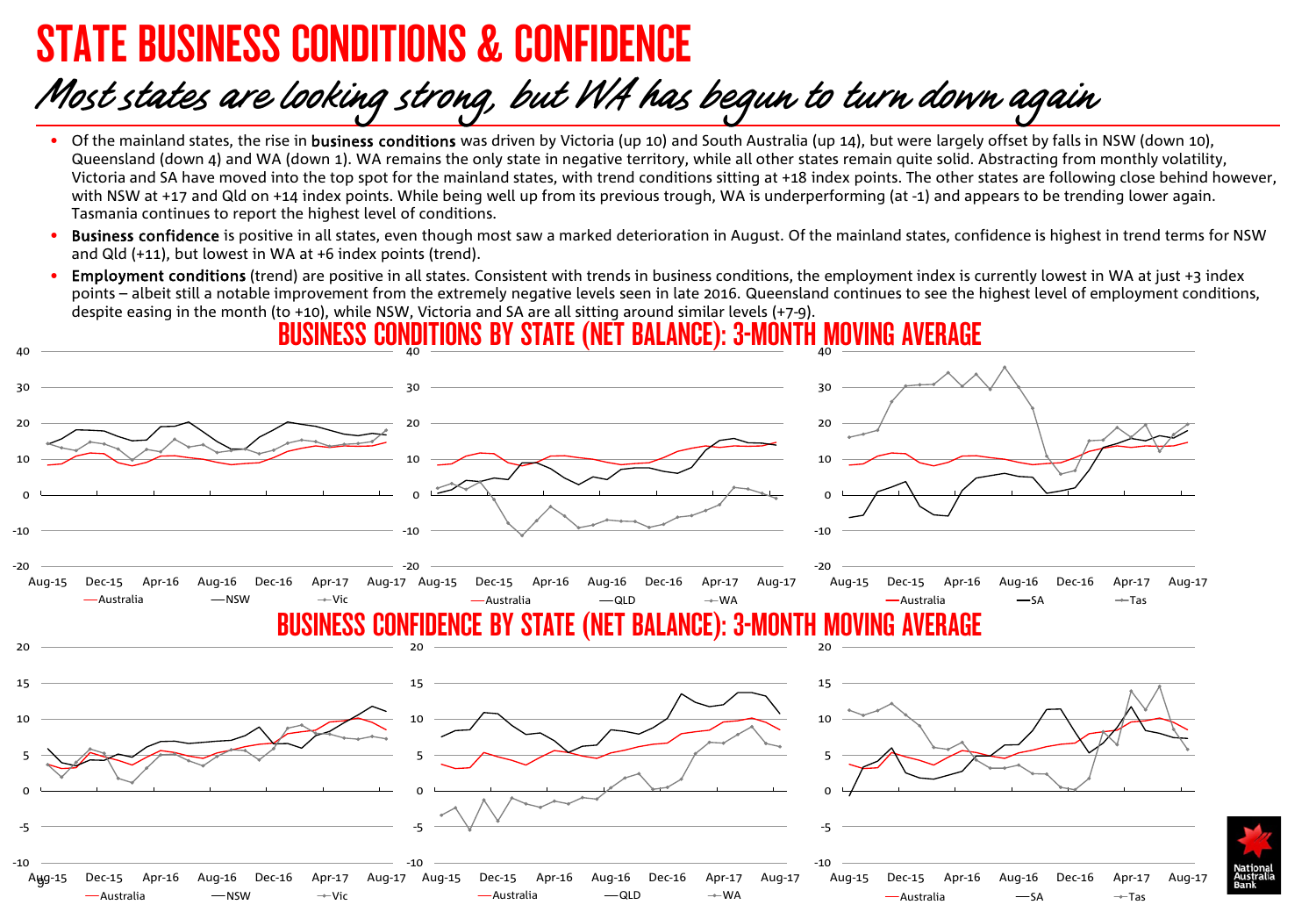# STATE BUSINESS CONDITIONS & CONFIDENCE

## *Most states are looking strong, but WA has begun to turn down again*

- Of the mainland states, the rise in **business conditions** was driven by Victoria (up 10) and South Australia (up 14), but were largely offset by falls in NSW (down 10), Queensland (down 4) and WA (down 1). WA remains the only state in negative territory, while all other states remain quite solid. Abstracting from monthly volatility, Victoria and SA have moved into the top spot for the mainland states, with trend conditions sitting at +18 index points. The other states are following close behind however, with NSW at +17 and Qld on +14 index points. While being well up from its previous trough, WA is underperforming (at -1) and appears to be trending lower again. Tasmania continues to report the highest level of conditions.
- **Business confidence** is positive in all states, even though most saw a marked deterioration in August. Of the mainland states, confidence is highest in trend terms for NSW and Qld (+11), but lowest in WA at +6 index points (trend).
- **Employment conditions** (trend) are positive in all states. Consistent with trends in business conditions, the employment index is currently lowest in WA at just +3 index points – albeit still a notable improvement from the extremely negative levels seen in late 2016. Queensland continues to see the highest level of employment conditions, despite easing in the month (to +10), while NSW, Victoria and SA are all sitting around similar levels (+7-9).

### BUSINESS CONDITIONS BY STATE (NET BALANCE): 3-MONTH MOVING AVERAGE

### BUSINESS CONFIDENCE BY STATE (NET BALANCE): 3-MONTH MOVING AVERAGE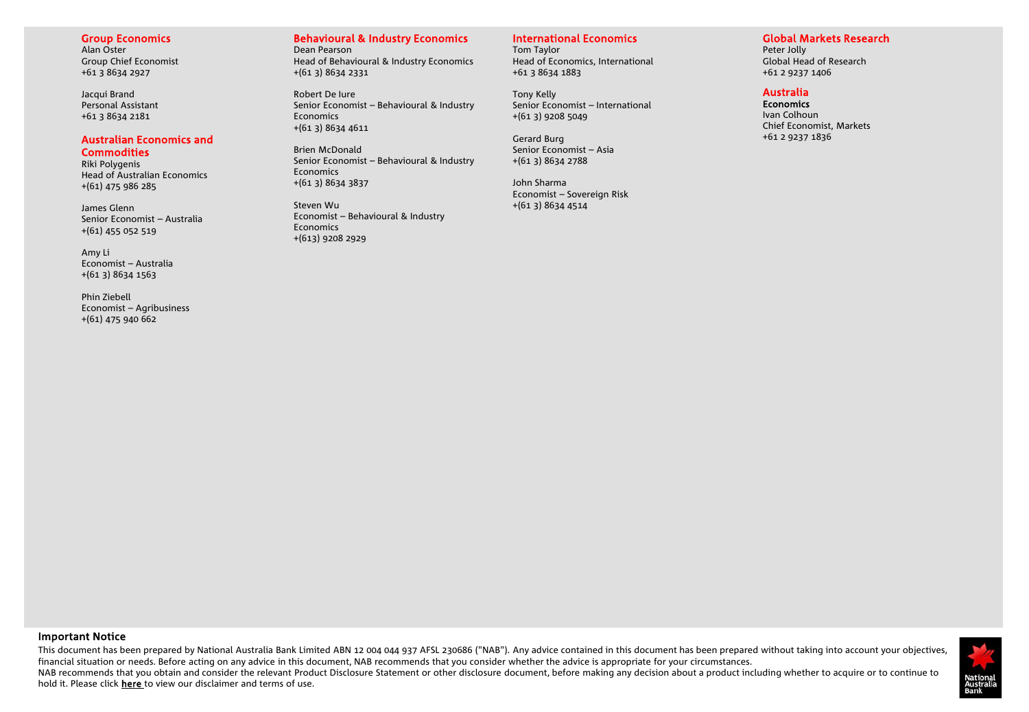## Group Economics

Alan Oster
Group Chief Economist
+61 3 8634 2927

Jacqui Brand
Personal Assistant
+61 3 8634 2181

## Australian Economics and Commodities

Riki Polygenis
Head of Australian Economics
+(61) 475 986 285

James Glenn
Senior Economist – Australia
+(61) 455 052 519

Amy Li
Economist – Australia
+(61 3) 8634 1563

Phin Ziebell
Economist – Agribusiness
+(61) 475 940 662

## Behavioural & Industry Economics

Dean Pearson
Head of Behavioural & Industry Economics
+(61 3) 8634 2331

Robert De Iure
Senior Economist – Behavioural & Industry Economics
+(61 3) 8634 4611

Brien McDonald
Senior Economist – Behavioural & Industry Economics
+(61 3) 8634 3837

Steven Wu
Economist – Behavioural & Industry Economics
+(613) 9208 2929

## International Economics

Tom Taylor
Head of Economics, International
+61 3 8634 1883

Tony Kelly
Senior Economist – International
+(61 3) 9208 5049

Gerard Burg
Senior Economist – Asia
+(61 3) 8634 2788

John Sharma
Economist – Sovereign Risk
+(61 3) 8634 4514

## Global Markets Research

Peter Jolly
Global Head of Research
+61 2 9237 1406

## Australia

**Economics**

Ivan Colhoun
Chief Economist, Markets
+61 2 9237 1836

### Important Notice

This document has been prepared by National Australia Bank Limited ABN 12 004 044 937 AFSL 230686 ("NAB"). Any advice contained in this document has been prepared without taking into account your objectives, financial situation or needs. Before acting on any advice in this document, NAB recommends that you consider whether the advice is appropriate for your circumstances.
NAB recommends that you obtain and consider the relevant Product Disclosure Statement or other disclosure document, before making any decision about a product including whether to acquire or to continue to hold it. Please click **here** to view our disclaimer and terms of use.